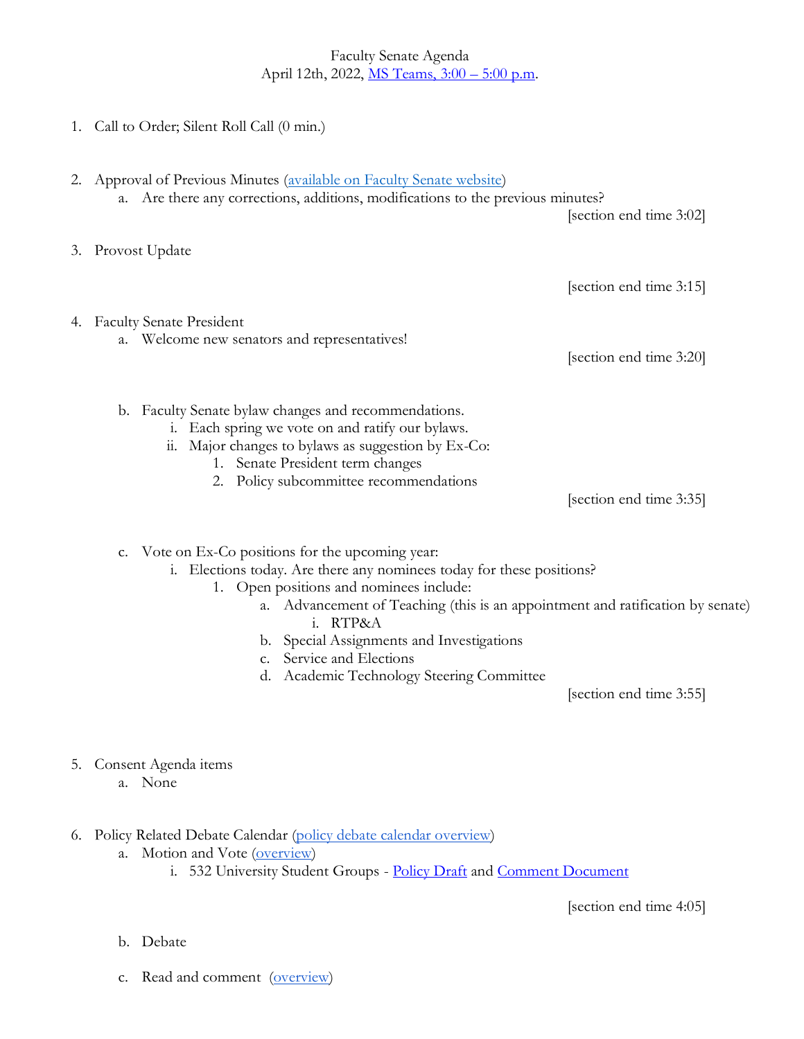Faculty Senate Agenda
April 12th, 2022, [MS Teams, 3:00 – 5:00 p.m](#).

1. Call to Order; Silent Roll Call (0 min.)

2. Approval of Previous Minutes ([available on Faculty Senate website](#))
   a. Are there any corrections, additions, modifications to the previous minutes?

   [section end time 3:02]

3. Provost Update

   [section end time 3:15]

4. Faculty Senate President
   a. Welcome new senators and representatives!

   [section end time 3:20]

   b. Faculty Senate bylaw changes and recommendations.
      i. Each spring we vote on and ratify our bylaws.
      ii. Major changes to bylaws as suggestion by Ex-Co:
         1. Senate President term changes
         2. Policy subcommittee recommendations

   [section end time 3:35]

   c. Vote on Ex-Co positions for the upcoming year:
      i. Elections today. Are there any nominees today for these positions?
         1. Open positions and nominees include:
            a. Advancement of Teaching (this is an appointment and ratification by senate)
               i. RTP&A
            b. Special Assignments and Investigations
            c. Service and Elections
            d. Academic Technology Steering Committee

   [section end time 3:55]

5. Consent Agenda items
   a. None

6. Policy Related Debate Calendar ([policy debate calendar overview](#))
   a. Motion and Vote ([overview](#))
      i. 532 University Student Groups - [Policy Draft](#) and [Comment Document](#)

   [section end time 4:05]

   b. Debate

   c. Read and comment ([overview](#))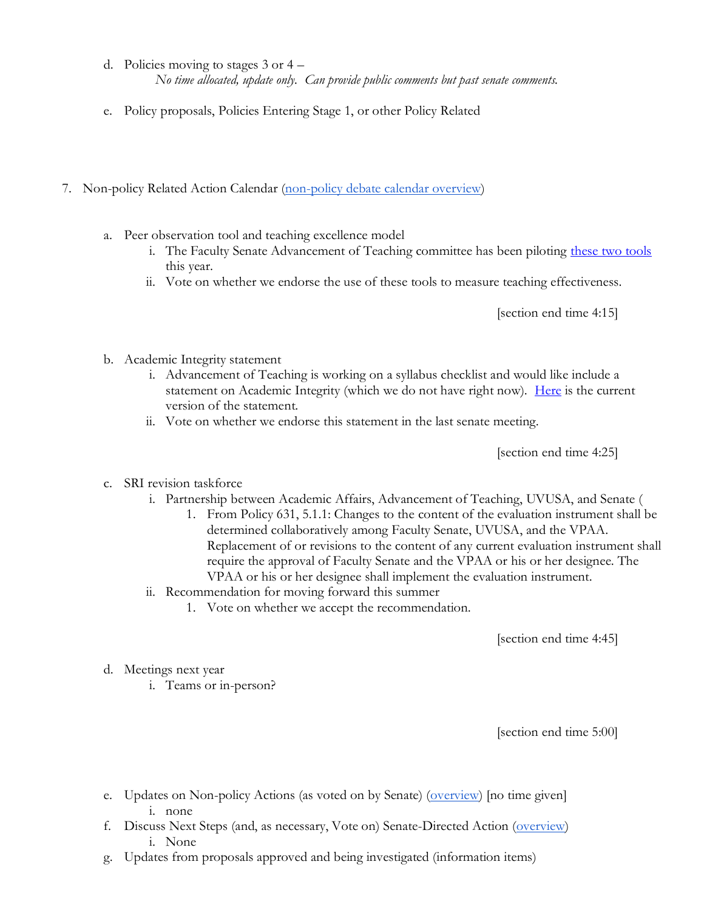d. Policies moving to stages 3 or 4 –

   *No time allocated, update only. Can provide public comments but past senate comments.*

e. Policy proposals, Policies Entering Stage 1, or other Policy Related

7. Non-policy Related Action Calendar (non-policy debate calendar overview)

   a. Peer observation tool and teaching excellence model
      i. The Faculty Senate Advancement of Teaching committee has been piloting these two tools this year.
      ii. Vote on whether we endorse the use of these tools to measure teaching effectiveness.

   [section end time 4:15]

   b. Academic Integrity statement
      i. Advancement of Teaching is working on a syllabus checklist and would like include a statement on Academic Integrity (which we do not have right now). Here is the current version of the statement.
      ii. Vote on whether we endorse this statement in the last senate meeting.

   [section end time 4:25]

   c. SRI revision taskforce
      i. Partnership between Academic Affairs, Advancement of Teaching, UVUSA, and Senate (
         1. From Policy 631, 5.1.1: Changes to the content of the evaluation instrument shall be determined collaboratively among Faculty Senate, UVUSA, and the VPAA. Replacement of or revisions to the content of any current evaluation instrument shall require the approval of Faculty Senate and the VPAA or his or her designee. The VPAA or his or her designee shall implement the evaluation instrument.
      ii. Recommendation for moving forward this summer
         1. Vote on whether we accept the recommendation.

   [section end time 4:45]

   d. Meetings next year
      i. Teams or in-person?

   [section end time 5:00]

   e. Updates on Non-policy Actions (as voted on by Senate) (overview) [no time given]
      i. none
   f. Discuss Next Steps (and, as necessary, Vote on) Senate-Directed Action (overview)
      i. None
   g. Updates from proposals approved and being investigated (information items)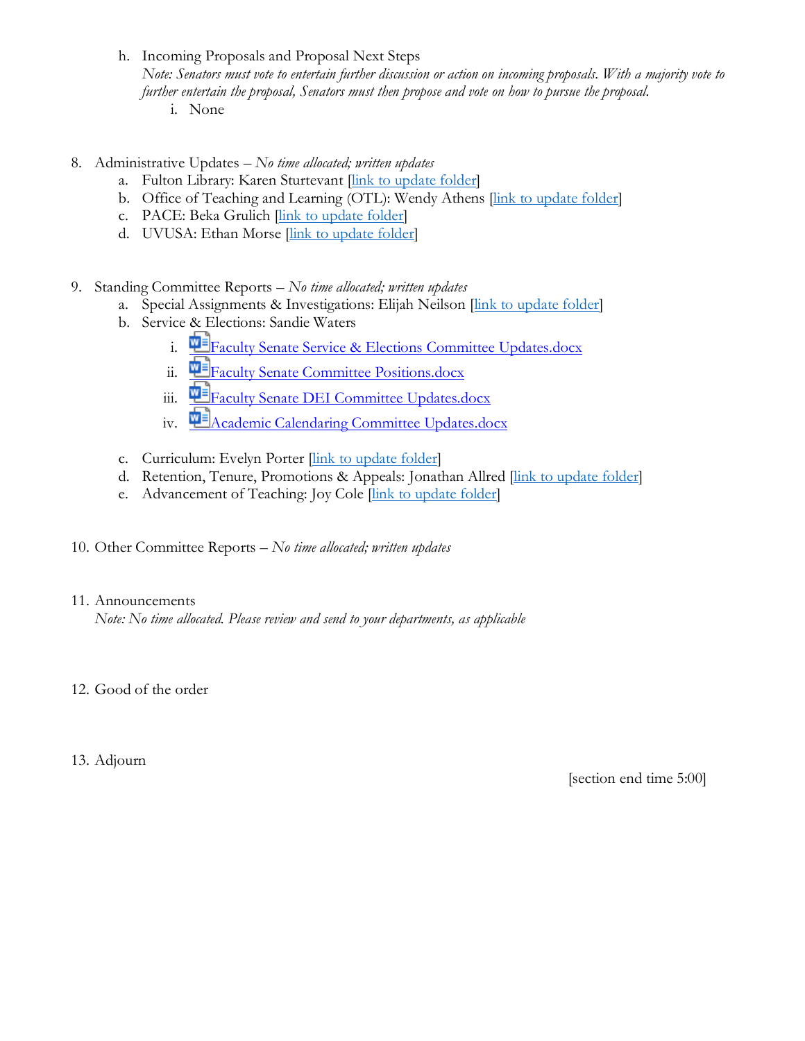h. Incoming Proposals and Proposal Next Steps
   *Note: Senators must vote to entertain further discussion or action on incoming proposals. With a majority vote to further entertain the proposal, Senators must then propose and vote on how to pursue the proposal.*
   i. None

8. Administrative Updates – *No time allocated; written updates*
   a. Fulton Library: Karen Sturtevant [link to update folder]
   b. Office of Teaching and Learning (OTL): Wendy Athens [link to update folder]
   c. PACE: Beka Grulich [link to update folder]
   d. UVUSA: Ethan Morse [link to update folder]

9. Standing Committee Reports – *No time allocated; written updates*
   a. Special Assignments & Investigations: Elijah Neilson [link to update folder]
   b. Service & Elections: Sandie Waters
      i. Faculty Senate Service & Elections Committee Updates.docx
      ii. Faculty Senate Committee Positions.docx
      iii. Faculty Senate DEI Committee Updates.docx
      iv. Academic Calendaring Committee Updates.docx
   c. Curriculum: Evelyn Porter [link to update folder]
   d. Retention, Tenure, Promotions & Appeals: Jonathan Allred [link to update folder]
   e. Advancement of Teaching: Joy Cole [link to update folder]

10. Other Committee Reports – *No time allocated; written updates*

11. Announcements
    *Note: No time allocated. Please review and send to your departments, as applicable*

12. Good of the order

13. Adjourn

[section end time 5:00]